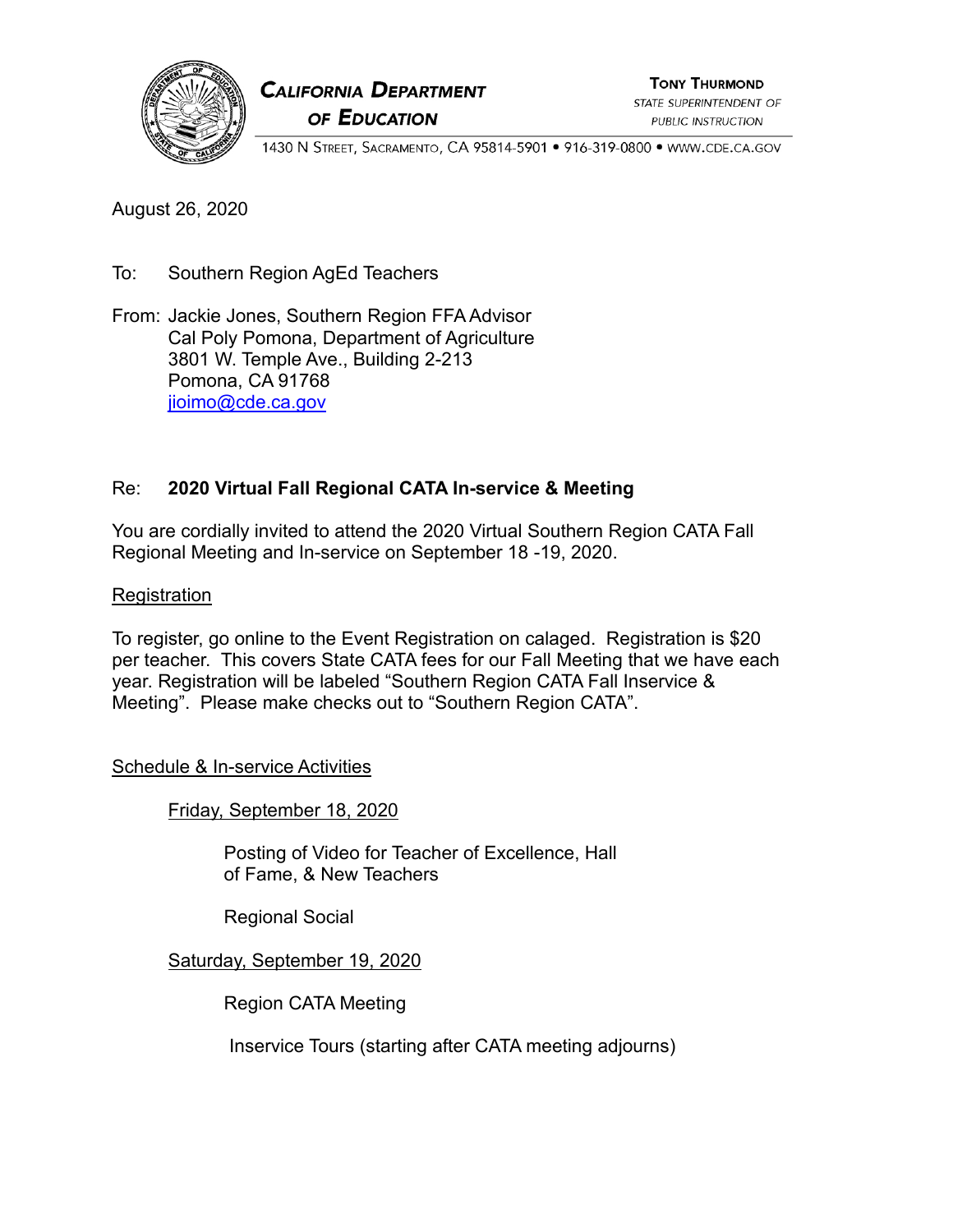**CALIFORNIA DEPARTMENT OF EDUCATION**

**TONY THURMOND**
STATE SUPERINTENDENT OF PUBLIC INSTRUCTION

1430 N STREET, SACRAMENTO, CA 95814-5901 • 916-319-0800 • WWW.CDE.CA.GOV

August 26, 2020

To: Southern Region AgEd Teachers

From: Jackie Jones, Southern Region FFA Advisor
Cal Poly Pomona, Department of Agriculture
3801 W. Temple Ave., Building 2-213
Pomona, CA 91768
jjoimo@cde.ca.gov

Re: **2020 Virtual Fall Regional CATA In-service & Meeting**

You are cordially invited to attend the 2020 Virtual Southern Region CATA Fall Regional Meeting and In-service on September 18 -19, 2020.

Registration

To register, go online to the Event Registration on calaged. Registration is $20 per teacher. This covers State CATA fees for our Fall Meeting that we have each year. Registration will be labeled "Southern Region CATA Fall Inservice & Meeting". Please make checks out to "Southern Region CATA".

Schedule & In-service Activities

Friday, September 18, 2020

Posting of Video for Teacher of Excellence, Hall of Fame, & New Teachers

Regional Social

Saturday, September 19, 2020

Region CATA Meeting

Inservice Tours (starting after CATA meeting adjourns)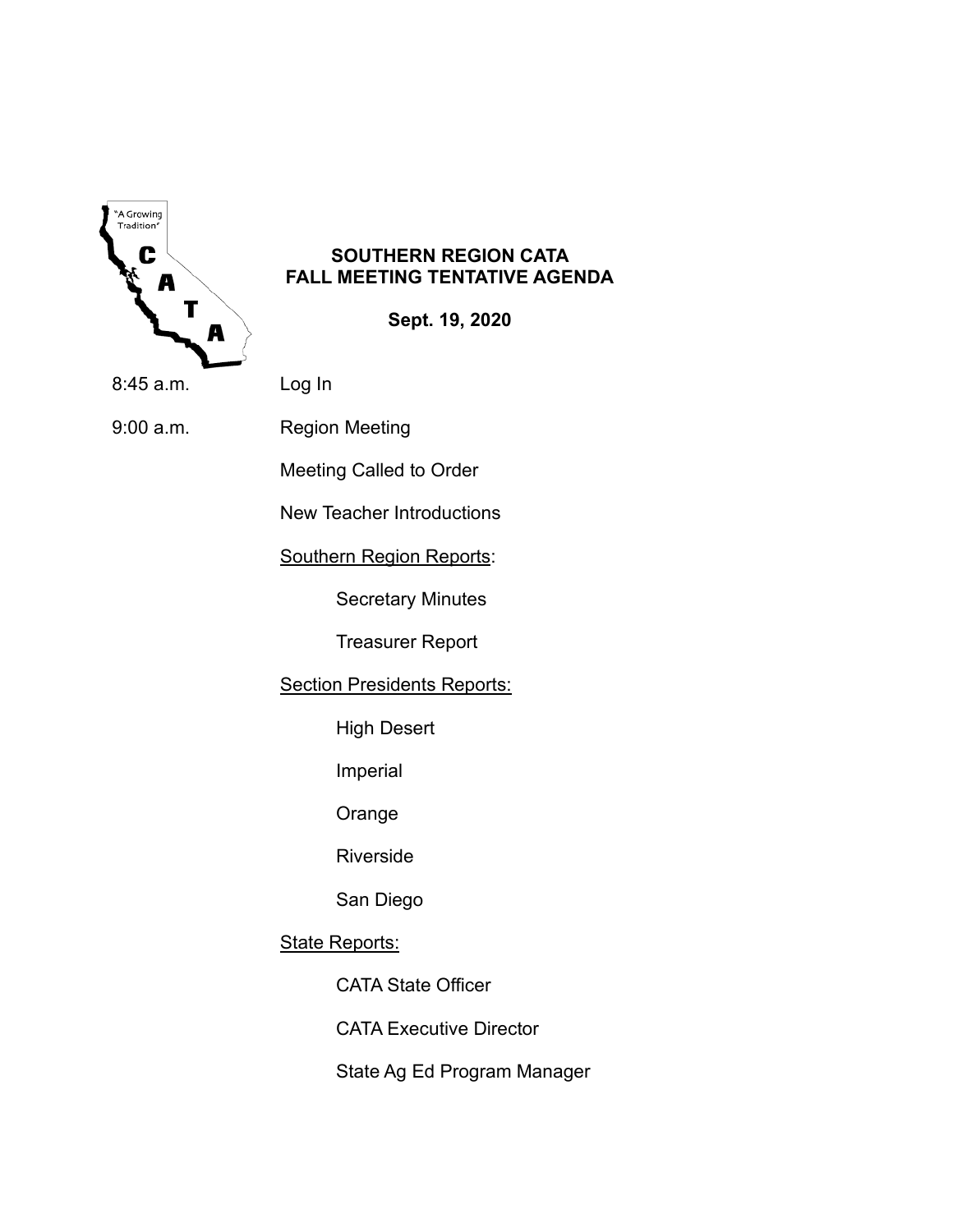**SOUTHERN REGION CATA**
**FALL MEETING TENTATIVE AGENDA**

**Sept. 19, 2020**

8:45 a.m. Log In

9:00 a.m. Region Meeting

Meeting Called to Order

New Teacher Introductions

Southern Region Reports:

- Secretary Minutes
- Treasurer Report

Section Presidents Reports:

- High Desert
- Imperial
- Orange
- Riverside
- San Diego

State Reports:

- CATA State Officer
- CATA Executive Director
- State Ag Ed Program Manager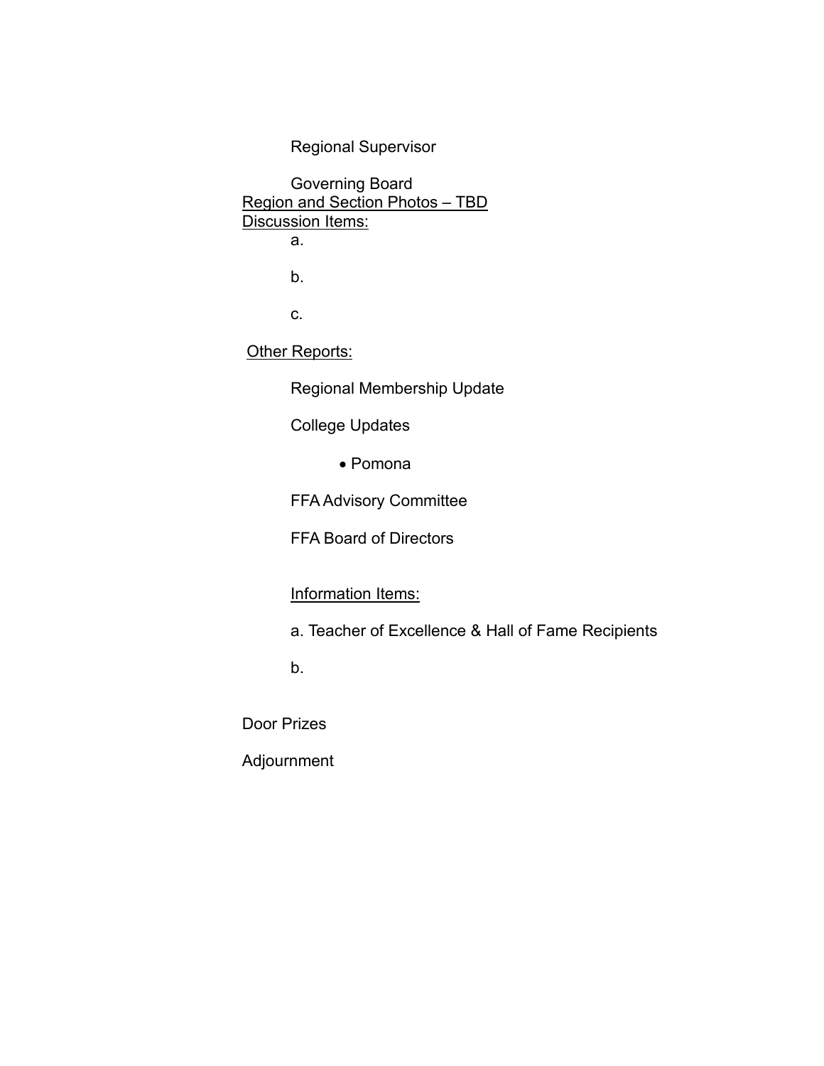Regional Supervisor

Governing Board

Region and Section Photos – TBD

Discussion Items:

a.

b.

c.

Other Reports:

Regional Membership Update

College Updates

- Pomona

FFA Advisory Committee

FFA Board of Directors

Information Items:

a. Teacher of Excellence & Hall of Fame Recipients

b.

Door Prizes

Adjournment